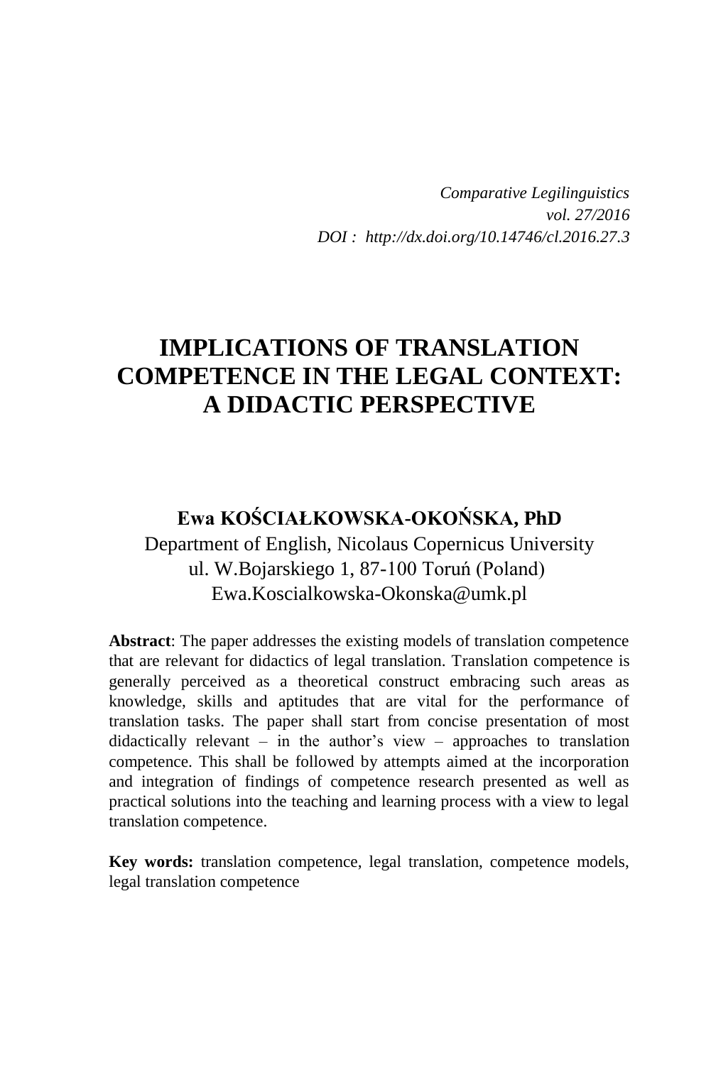*Comparative Legilinguistics*
*vol. 27/2016*
*DOI : http://dx.doi.org/10.14746/cl.2016.27.3*

# IMPLICATIONS OF TRANSLATION COMPETENCE IN THE LEGAL CONTEXT: A DIDACTIC PERSPECTIVE

**Ewa KOŚCIAŁKOWSKA-OKOŃSKA, PhD**
Department of English, Nicolaus Copernicus University
ul. W.Bojarskiego 1, 87-100 Toruń (Poland)
Ewa.Koscialkowska-Okonska@umk.pl

**Abstract**: The paper addresses the existing models of translation competence that are relevant for didactics of legal translation. Translation competence is generally perceived as a theoretical construct embracing such areas as knowledge, skills and aptitudes that are vital for the performance of translation tasks. The paper shall start from concise presentation of most didactically relevant – in the author's view – approaches to translation competence. This shall be followed by attempts aimed at the incorporation and integration of findings of competence research presented as well as practical solutions into the teaching and learning process with a view to legal translation competence.

**Key words:** translation competence, legal translation, competence models, legal translation competence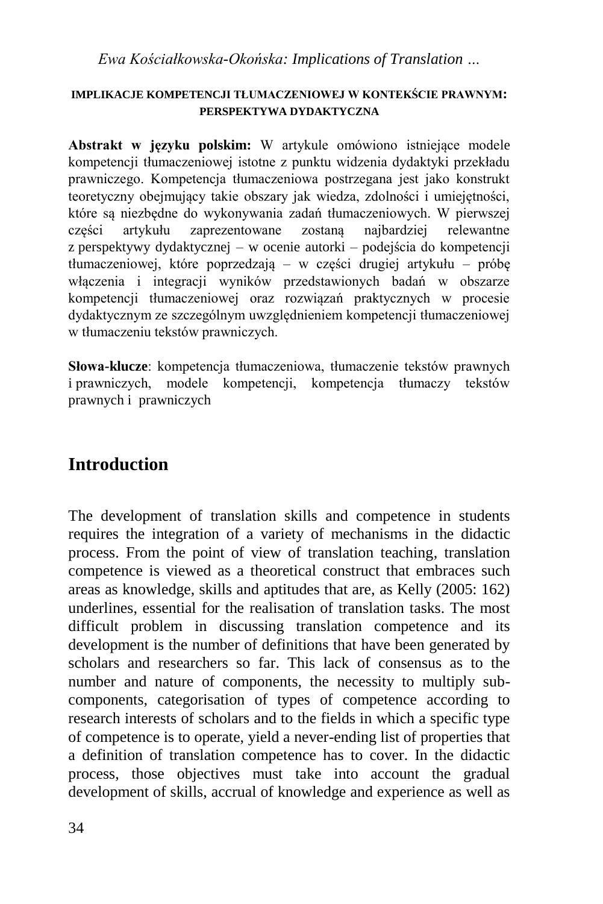**IMPLIKACJE KOMPETENCJI TŁUMACZENIOWEJ W KONTEKŚCIE PRAWNYM: PERSPEKTYWA DYDAKTYCZNA**

**Abstrakt w języku polskim:** W artykule omówiono istniejące modele kompetencji tłumaczeniowej istotne z punktu widzenia dydaktyki przekładu prawniczego. Kompetencja tłumaczeniowa postrzegana jest jako konstrukt teoretyczny obejmujący takie obszary jak wiedza, zdolności i umiejętności, które są niezbędne do wykonywania zadań tłumaczeniowych. W pierwszej części artykułu zaprezentowane zostaną najbardziej relewantne z perspektywy dydaktycznej – w ocenie autorki – podejścia do kompetencji tłumaczeniowej, które poprzedzają – w części drugiej artykułu – próbę włączenia i integracji wyników przedstawionych badań w obszarze kompetencji tłumaczeniowej oraz rozwiązań praktycznych w procesie dydaktycznym ze szczególnym uwzględnieniem kompetencji tłumaczeniowej w tłumaczeniu tekstów prawniczych.

**Słowa-klucze**: kompetencja tłumaczeniowa, tłumaczenie tekstów prawnych i prawniczych, modele kompetencji, kompetencja tłumaczy tekstów prawnych i prawniczych

## Introduction

The development of translation skills and competence in students requires the integration of a variety of mechanisms in the didactic process. From the point of view of translation teaching, translation competence is viewed as a theoretical construct that embraces such areas as knowledge, skills and aptitudes that are, as Kelly (2005: 162) underlines, essential for the realisation of translation tasks. The most difficult problem in discussing translation competence and its development is the number of definitions that have been generated by scholars and researchers so far. This lack of consensus as to the number and nature of components, the necessity to multiply sub-components, categorisation of types of competence according to research interests of scholars and to the fields in which a specific type of competence is to operate, yield a never-ending list of properties that a definition of translation competence has to cover. In the didactic process, those objectives must take into account the gradual development of skills, accrual of knowledge and experience as well as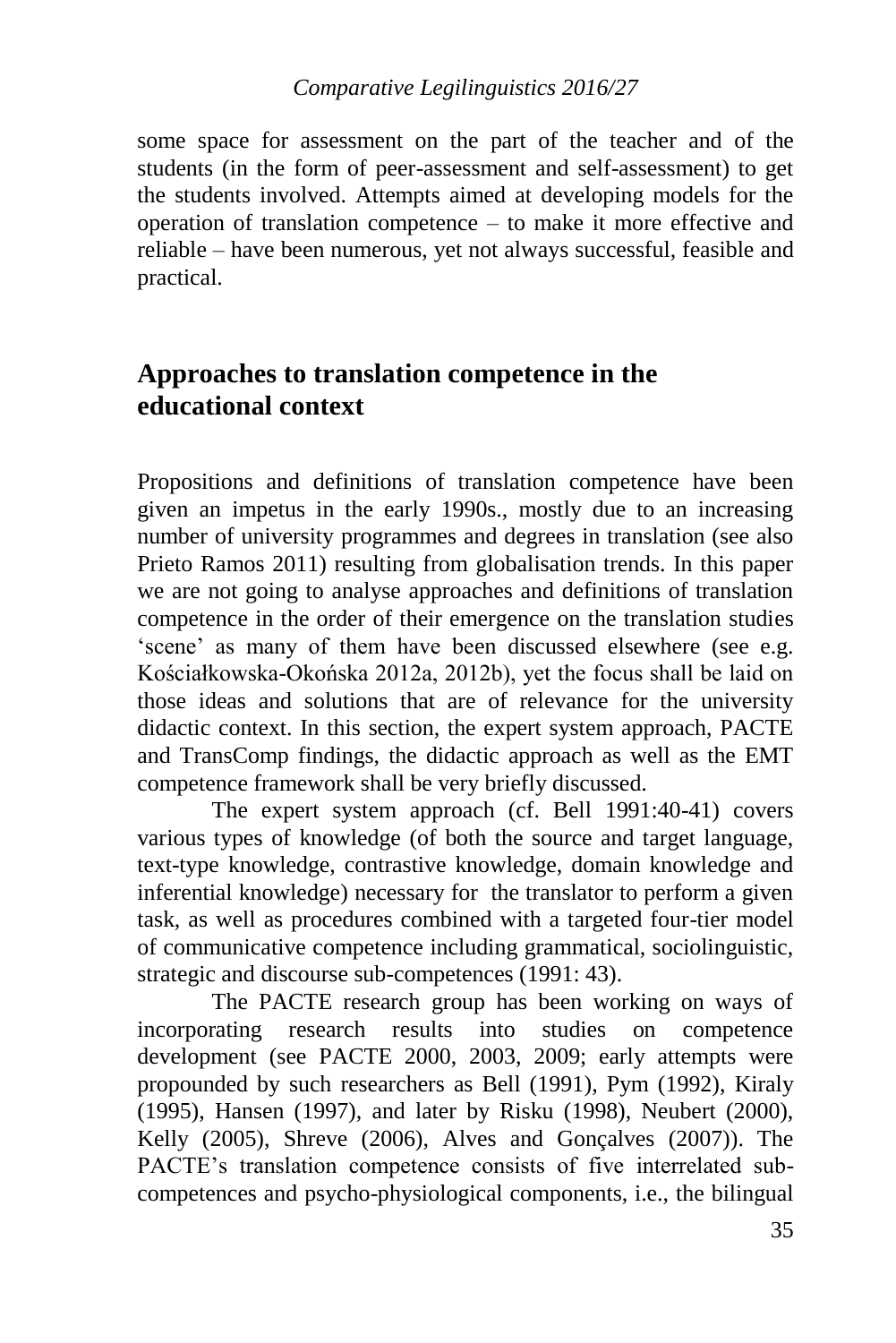some space for assessment on the part of the teacher and of the students (in the form of peer-assessment and self-assessment) to get the students involved. Attempts aimed at developing models for the operation of translation competence – to make it more effective and reliable – have been numerous, yet not always successful, feasible and practical.

## Approaches to translation competence in the educational context

Propositions and definitions of translation competence have been given an impetus in the early 1990s., mostly due to an increasing number of university programmes and degrees in translation (see also Prieto Ramos 2011) resulting from globalisation trends. In this paper we are not going to analyse approaches and definitions of translation competence in the order of their emergence on the translation studies 'scene' as many of them have been discussed elsewhere (see e.g. Kościałkowska-Okońska 2012a, 2012b), yet the focus shall be laid on those ideas and solutions that are of relevance for the university didactic context. In this section, the expert system approach, PACTE and TransComp findings, the didactic approach as well as the EMT competence framework shall be very briefly discussed.

The expert system approach (cf. Bell 1991:40-41) covers various types of knowledge (of both the source and target language, text-type knowledge, contrastive knowledge, domain knowledge and inferential knowledge) necessary for the translator to perform a given task, as well as procedures combined with a targeted four-tier model of communicative competence including grammatical, sociolinguistic, strategic and discourse sub-competences (1991: 43).

The PACTE research group has been working on ways of incorporating research results into studies on competence development (see PACTE 2000, 2003, 2009; early attempts were propounded by such researchers as Bell (1991), Pym (1992), Kiraly (1995), Hansen (1997), and later by Risku (1998), Neubert (2000), Kelly (2005), Shreve (2006), Alves and Gonçalves (2007)). The PACTE's translation competence consists of five interrelated sub-competences and psycho-physiological components, i.e., the bilingual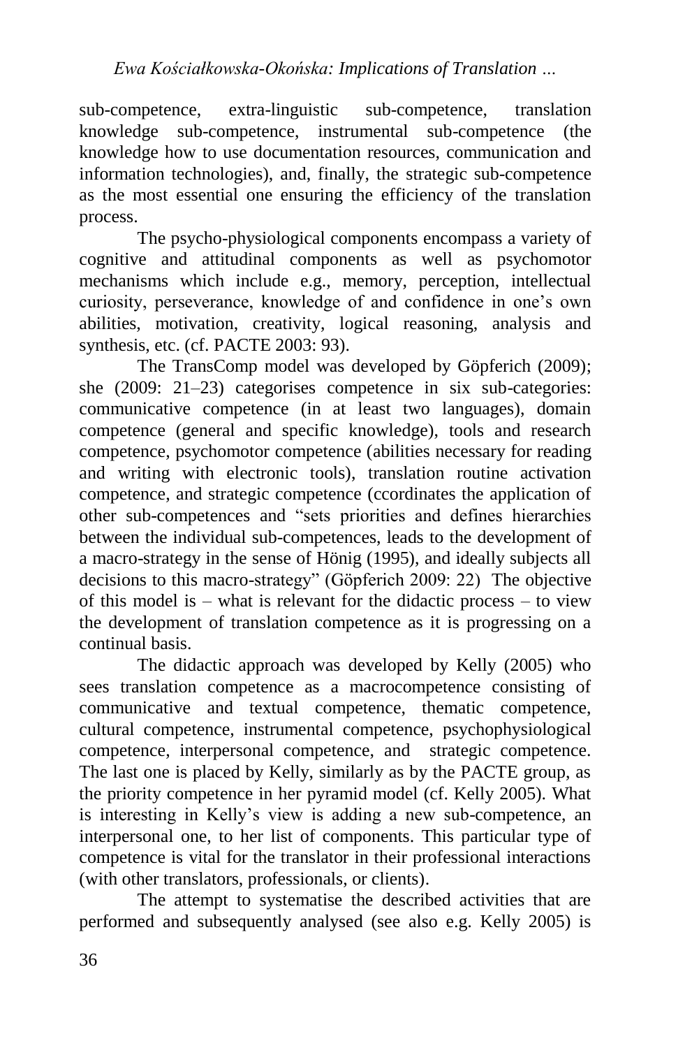sub-competence, extra-linguistic sub-competence, translation knowledge sub-competence, instrumental sub-competence (the knowledge how to use documentation resources, communication and information technologies), and, finally, the strategic sub-competence as the most essential one ensuring the efficiency of the translation process.

The psycho-physiological components encompass a variety of cognitive and attitudinal components as well as psychomotor mechanisms which include e.g., memory, perception, intellectual curiosity, perseverance, knowledge of and confidence in one's own abilities, motivation, creativity, logical reasoning, analysis and synthesis, etc. (cf. PACTE 2003: 93).

The TransComp model was developed by Göpferich (2009); she (2009: 21–23) categorises competence in six sub-categories: communicative competence (in at least two languages), domain competence (general and specific knowledge), tools and research competence, psychomotor competence (abilities necessary for reading and writing with electronic tools), translation routine activation competence, and strategic competence (ccordinates the application of other sub-competences and "sets priorities and defines hierarchies between the individual sub-competences, leads to the development of a macro-strategy in the sense of Hönig (1995), and ideally subjects all decisions to this macro-strategy" (Göpferich 2009: 22) The objective of this model is – what is relevant for the didactic process – to view the development of translation competence as it is progressing on a continual basis.

The didactic approach was developed by Kelly (2005) who sees translation competence as a macrocompetence consisting of communicative and textual competence, thematic competence, cultural competence, instrumental competence, psychophysiological competence, interpersonal competence, and strategic competence. The last one is placed by Kelly, similarly as by the PACTE group, as the priority competence in her pyramid model (cf. Kelly 2005). What is interesting in Kelly's view is adding a new sub-competence, an interpersonal one, to her list of components. This particular type of competence is vital for the translator in their professional interactions (with other translators, professionals, or clients).

The attempt to systematise the described activities that are performed and subsequently analysed (see also e.g. Kelly 2005) is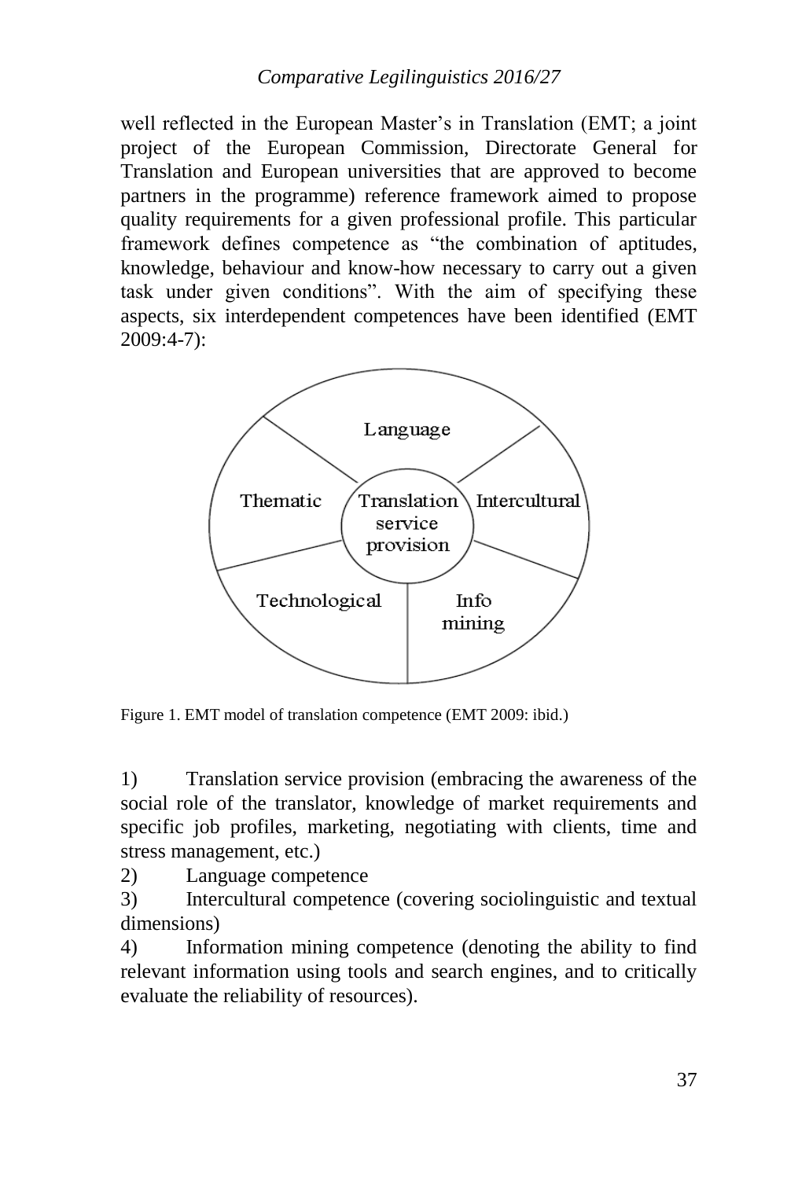well reflected in the European Master's in Translation (EMT; a joint project of the European Commission, Directorate General for Translation and European universities that are approved to become partners in the programme) reference framework aimed to propose quality requirements for a given professional profile. This particular framework defines competence as "the combination of aptitudes, knowledge, behaviour and know-how necessary to carry out a given task under given conditions". With the aim of specifying these aspects, six interdependent competences have been identified (EMT 2009:4-7):

Figure 1. EMT model of translation competence (EMT 2009: ibid.)

1) Translation service provision (embracing the awareness of the social role of the translator, knowledge of market requirements and specific job profiles, marketing, negotiating with clients, time and stress management, etc.)
2) Language competence
3) Intercultural competence (covering sociolinguistic and textual dimensions)
4) Information mining competence (denoting the ability to find relevant information using tools and search engines, and to critically evaluate the reliability of resources).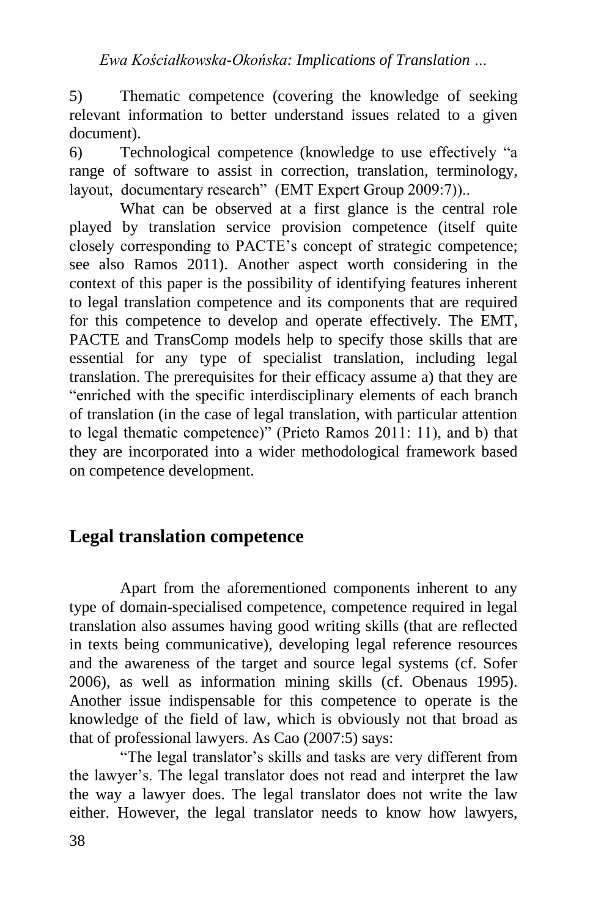5) Thematic competence (covering the knowledge of seeking relevant information to better understand issues related to a given document).

6) Technological competence (knowledge to use effectively "a range of software to assist in correction, translation, terminology, layout, documentary research" (EMT Expert Group 2009:7))..

What can be observed at a first glance is the central role played by translation service provision competence (itself quite closely corresponding to PACTE's concept of strategic competence; see also Ramos 2011). Another aspect worth considering in the context of this paper is the possibility of identifying features inherent to legal translation competence and its components that are required for this competence to develop and operate effectively. The EMT, PACTE and TransComp models help to specify those skills that are essential for any type of specialist translation, including legal translation. The prerequisites for their efficacy assume a) that they are "enriched with the specific interdisciplinary elements of each branch of translation (in the case of legal translation, with particular attention to legal thematic competence)" (Prieto Ramos 2011: 11), and b) that they are incorporated into a wider methodological framework based on competence development.

## Legal translation competence

Apart from the aforementioned components inherent to any type of domain-specialised competence, competence required in legal translation also assumes having good writing skills (that are reflected in texts being communicative), developing legal reference resources and the awareness of the target and source legal systems (cf. Sofer 2006), as well as information mining skills (cf. Obenaus 1995). Another issue indispensable for this competence to operate is the knowledge of the field of law, which is obviously not that broad as that of professional lawyers. As Cao (2007:5) says:

"The legal translator's skills and tasks are very different from the lawyer's. The legal translator does not read and interpret the law the way a lawyer does. The legal translator does not write the law either. However, the legal translator needs to know how lawyers,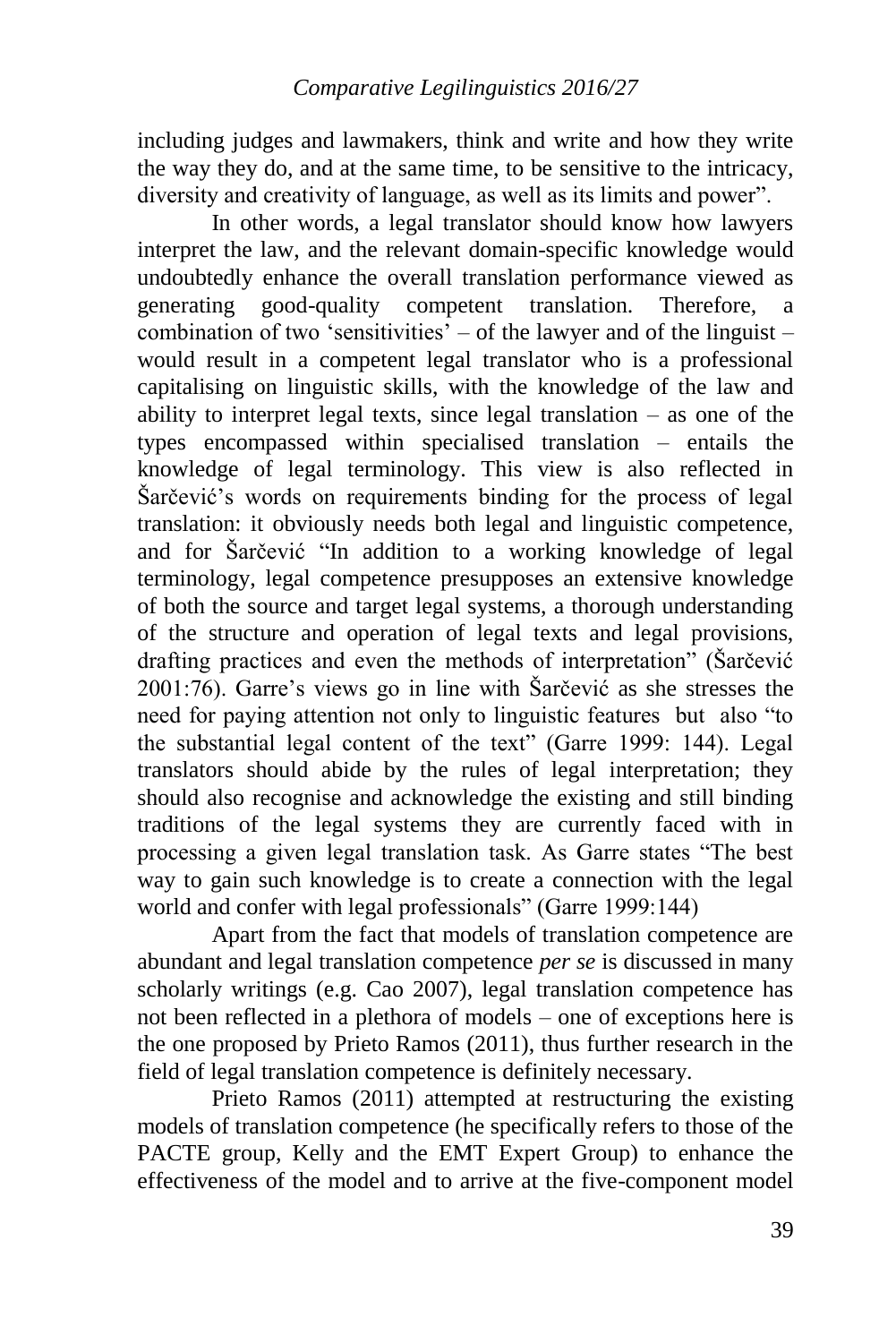including judges and lawmakers, think and write and how they write the way they do, and at the same time, to be sensitive to the intricacy, diversity and creativity of language, as well as its limits and power".

In other words, a legal translator should know how lawyers interpret the law, and the relevant domain-specific knowledge would undoubtedly enhance the overall translation performance viewed as generating good-quality competent translation. Therefore, a combination of two 'sensitivities' – of the lawyer and of the linguist – would result in a competent legal translator who is a professional capitalising on linguistic skills, with the knowledge of the law and ability to interpret legal texts, since legal translation – as one of the types encompassed within specialised translation – entails the knowledge of legal terminology. This view is also reflected in Šarčević's words on requirements binding for the process of legal translation: it obviously needs both legal and linguistic competence, and for Šarčević "In addition to a working knowledge of legal terminology, legal competence presupposes an extensive knowledge of both the source and target legal systems, a thorough understanding of the structure and operation of legal texts and legal provisions, drafting practices and even the methods of interpretation" (Šarčević 2001:76). Garre's views go in line with Šarčević as she stresses the need for paying attention not only to linguistic features but also "to the substantial legal content of the text" (Garre 1999: 144). Legal translators should abide by the rules of legal interpretation; they should also recognise and acknowledge the existing and still binding traditions of the legal systems they are currently faced with in processing a given legal translation task. As Garre states "The best way to gain such knowledge is to create a connection with the legal world and confer with legal professionals" (Garre 1999:144)

Apart from the fact that models of translation competence are abundant and legal translation competence *per se* is discussed in many scholarly writings (e.g. Cao 2007), legal translation competence has not been reflected in a plethora of models – one of exceptions here is the one proposed by Prieto Ramos (2011), thus further research in the field of legal translation competence is definitely necessary.

Prieto Ramos (2011) attempted at restructuring the existing models of translation competence (he specifically refers to those of the PACTE group, Kelly and the EMT Expert Group) to enhance the effectiveness of the model and to arrive at the five-component model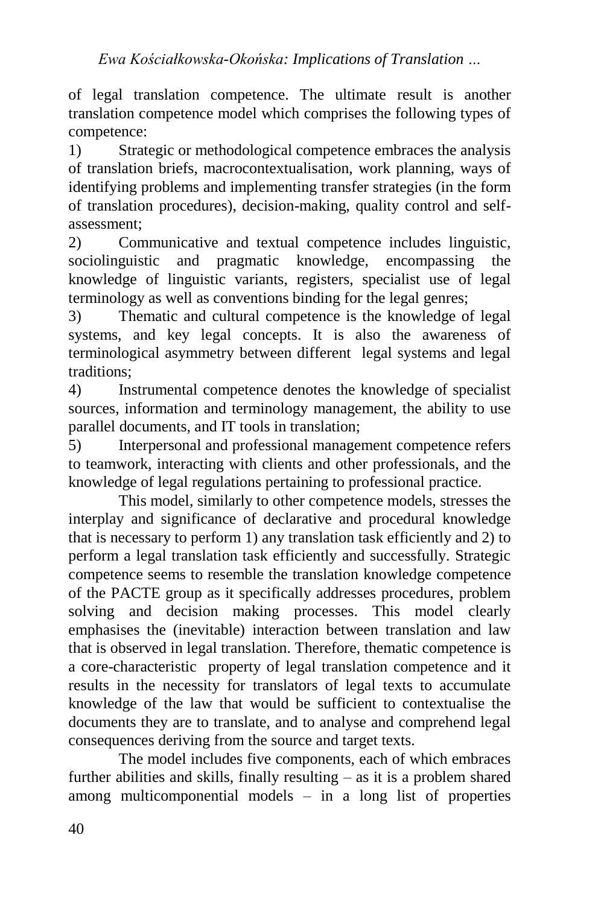of legal translation competence. The ultimate result is another translation competence model which comprises the following types of competence:

1) Strategic or methodological competence embraces the analysis of translation briefs, macrocontextualisation, work planning, ways of identifying problems and implementing transfer strategies (in the form of translation procedures), decision-making, quality control and self-assessment;
2) Communicative and textual competence includes linguistic, sociolinguistic and pragmatic knowledge, encompassing the knowledge of linguistic variants, registers, specialist use of legal terminology as well as conventions binding for the legal genres;
3) Thematic and cultural competence is the knowledge of legal systems, and key legal concepts. It is also the awareness of terminological asymmetry between different legal systems and legal traditions;
4) Instrumental competence denotes the knowledge of specialist sources, information and terminology management, the ability to use parallel documents, and IT tools in translation;
5) Interpersonal and professional management competence refers to teamwork, interacting with clients and other professionals, and the knowledge of legal regulations pertaining to professional practice.

This model, similarly to other competence models, stresses the interplay and significance of declarative and procedural knowledge that is necessary to perform 1) any translation task efficiently and 2) to perform a legal translation task efficiently and successfully. Strategic competence seems to resemble the translation knowledge competence of the PACTE group as it specifically addresses procedures, problem solving and decision making processes. This model clearly emphasises the (inevitable) interaction between translation and law that is observed in legal translation. Therefore, thematic competence is a core-characteristic property of legal translation competence and it results in the necessity for translators of legal texts to accumulate knowledge of the law that would be sufficient to contextualise the documents they are to translate, and to analyse and comprehend legal consequences deriving from the source and target texts.

The model includes five components, each of which embraces further abilities and skills, finally resulting – as it is a problem shared among multicomponential models – in a long list of properties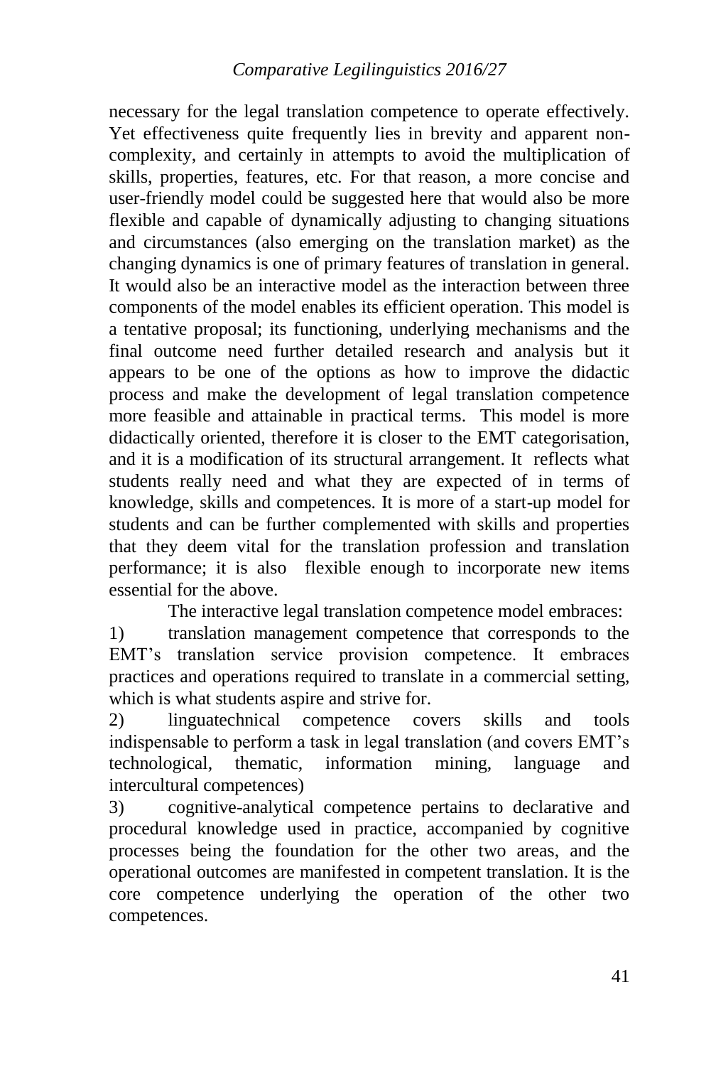necessary for the legal translation competence to operate effectively. Yet effectiveness quite frequently lies in brevity and apparent non-complexity, and certainly in attempts to avoid the multiplication of skills, properties, features, etc. For that reason, a more concise and user-friendly model could be suggested here that would also be more flexible and capable of dynamically adjusting to changing situations and circumstances (also emerging on the translation market) as the changing dynamics is one of primary features of translation in general. It would also be an interactive model as the interaction between three components of the model enables its efficient operation. This model is a tentative proposal; its functioning, underlying mechanisms and the final outcome need further detailed research and analysis but it appears to be one of the options as how to improve the didactic process and make the development of legal translation competence more feasible and attainable in practical terms. This model is more didactically oriented, therefore it is closer to the EMT categorisation, and it is a modification of its structural arrangement. It reflects what students really need and what they are expected of in terms of knowledge, skills and competences. It is more of a start-up model for students and can be further complemented with skills and properties that they deem vital for the translation profession and translation performance; it is also flexible enough to incorporate new items essential for the above.

The interactive legal translation competence model embraces:

1) translation management competence that corresponds to the EMT's translation service provision competence. It embraces practices and operations required to translate in a commercial setting, which is what students aspire and strive for.

2) linguatechnical competence covers skills and tools indispensable to perform a task in legal translation (and covers EMT's technological, thematic, information mining, language and intercultural competences)

3) cognitive-analytical competence pertains to declarative and procedural knowledge used in practice, accompanied by cognitive processes being the foundation for the other two areas, and the operational outcomes are manifested in competent translation. It is the core competence underlying the operation of the other two competences.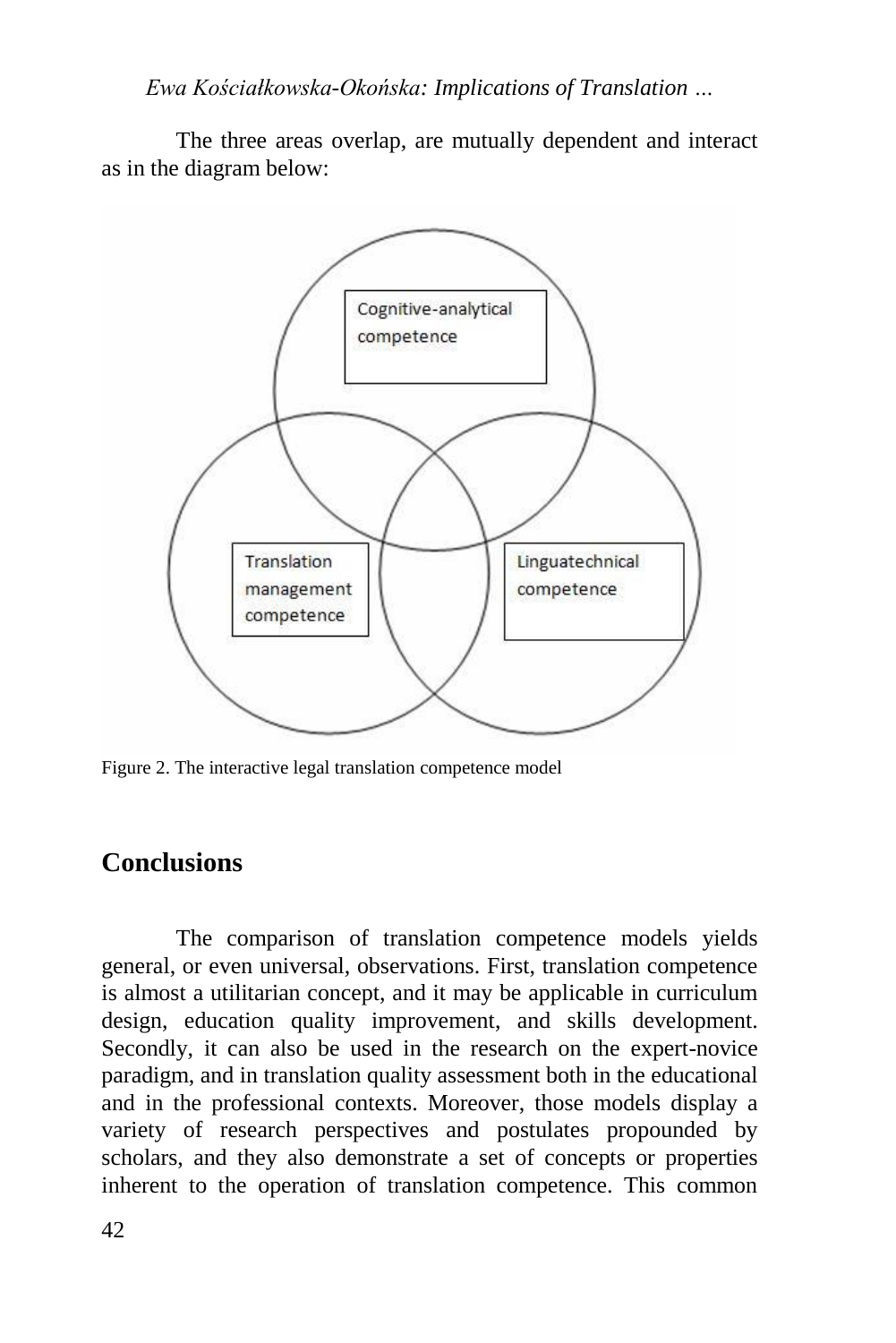The three areas overlap, are mutually dependent and interact as in the diagram below:

Cognitive-analytical competence

Translation management competence

Linguatechnical competence

Figure 2. The interactive legal translation competence model

## Conclusions

The comparison of translation competence models yields general, or even universal, observations. First, translation competence is almost a utilitarian concept, and it may be applicable in curriculum design, education quality improvement, and skills development. Secondly, it can also be used in the research on the expert-novice paradigm, and in translation quality assessment both in the educational and in the professional contexts. Moreover, those models display a variety of research perspectives and postulates propounded by scholars, and they also demonstrate a set of concepts or properties inherent to the operation of translation competence. This common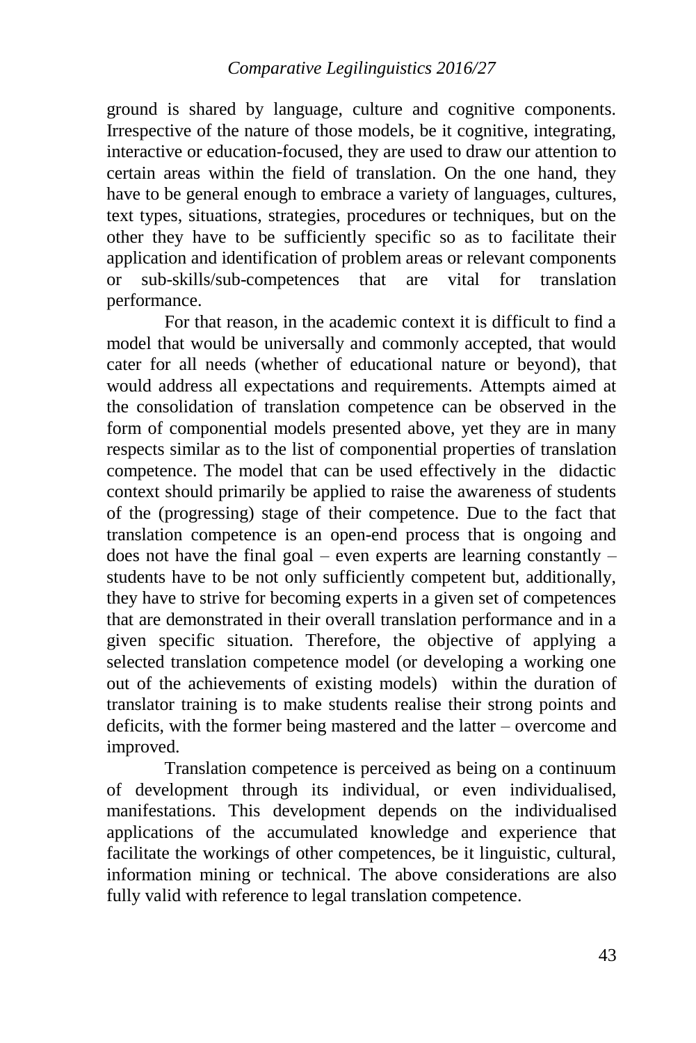ground is shared by language, culture and cognitive components. Irrespective of the nature of those models, be it cognitive, integrating, interactive or education-focused, they are used to draw our attention to certain areas within the field of translation. On the one hand, they have to be general enough to embrace a variety of languages, cultures, text types, situations, strategies, procedures or techniques, but on the other they have to be sufficiently specific so as to facilitate their application and identification of problem areas or relevant components or sub-skills/sub-competences that are vital for translation performance.

For that reason, in the academic context it is difficult to find a model that would be universally and commonly accepted, that would cater for all needs (whether of educational nature or beyond), that would address all expectations and requirements. Attempts aimed at the consolidation of translation competence can be observed in the form of componential models presented above, yet they are in many respects similar as to the list of componential properties of translation competence. The model that can be used effectively in the didactic context should primarily be applied to raise the awareness of students of the (progressing) stage of their competence. Due to the fact that translation competence is an open-end process that is ongoing and does not have the final goal – even experts are learning constantly – students have to be not only sufficiently competent but, additionally, they have to strive for becoming experts in a given set of competences that are demonstrated in their overall translation performance and in a given specific situation. Therefore, the objective of applying a selected translation competence model (or developing a working one out of the achievements of existing models) within the duration of translator training is to make students realise their strong points and deficits, with the former being mastered and the latter – overcome and improved.

Translation competence is perceived as being on a continuum of development through its individual, or even individualised, manifestations. This development depends on the individualised applications of the accumulated knowledge and experience that facilitate the workings of other competences, be it linguistic, cultural, information mining or technical. The above considerations are also fully valid with reference to legal translation competence.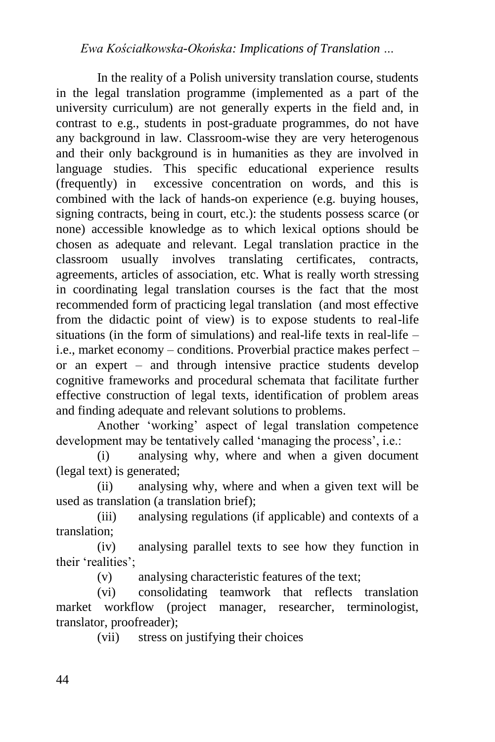In the reality of a Polish university translation course, students in the legal translation programme (implemented as a part of the university curriculum) are not generally experts in the field and, in contrast to e.g., students in post-graduate programmes, do not have any background in law. Classroom-wise they are very heterogenous and their only background is in humanities as they are involved in language studies. This specific educational experience results (frequently) in excessive concentration on words, and this is combined with the lack of hands-on experience (e.g. buying houses, signing contracts, being in court, etc.): the students possess scarce (or none) accessible knowledge as to which lexical options should be chosen as adequate and relevant. Legal translation practice in the classroom usually involves translating certificates, contracts, agreements, articles of association, etc. What is really worth stressing in coordinating legal translation courses is the fact that the most recommended form of practicing legal translation (and most effective from the didactic point of view) is to expose students to real-life situations (in the form of simulations) and real-life texts in real-life – i.e., market economy – conditions. Proverbial practice makes perfect – or an expert – and through intensive practice students develop cognitive frameworks and procedural schemata that facilitate further effective construction of legal texts, identification of problem areas and finding adequate and relevant solutions to problems.

Another 'working' aspect of legal translation competence development may be tentatively called 'managing the process', i.e.:

(i) analysing why, where and when a given document (legal text) is generated;

(ii) analysing why, where and when a given text will be used as translation (a translation brief);

(iii) analysing regulations (if applicable) and contexts of a translation;

(iv) analysing parallel texts to see how they function in their 'realities';

(v) analysing characteristic features of the text;

(vi) consolidating teamwork that reflects translation market workflow (project manager, researcher, terminologist, translator, proofreader);

(vii) stress on justifying their choices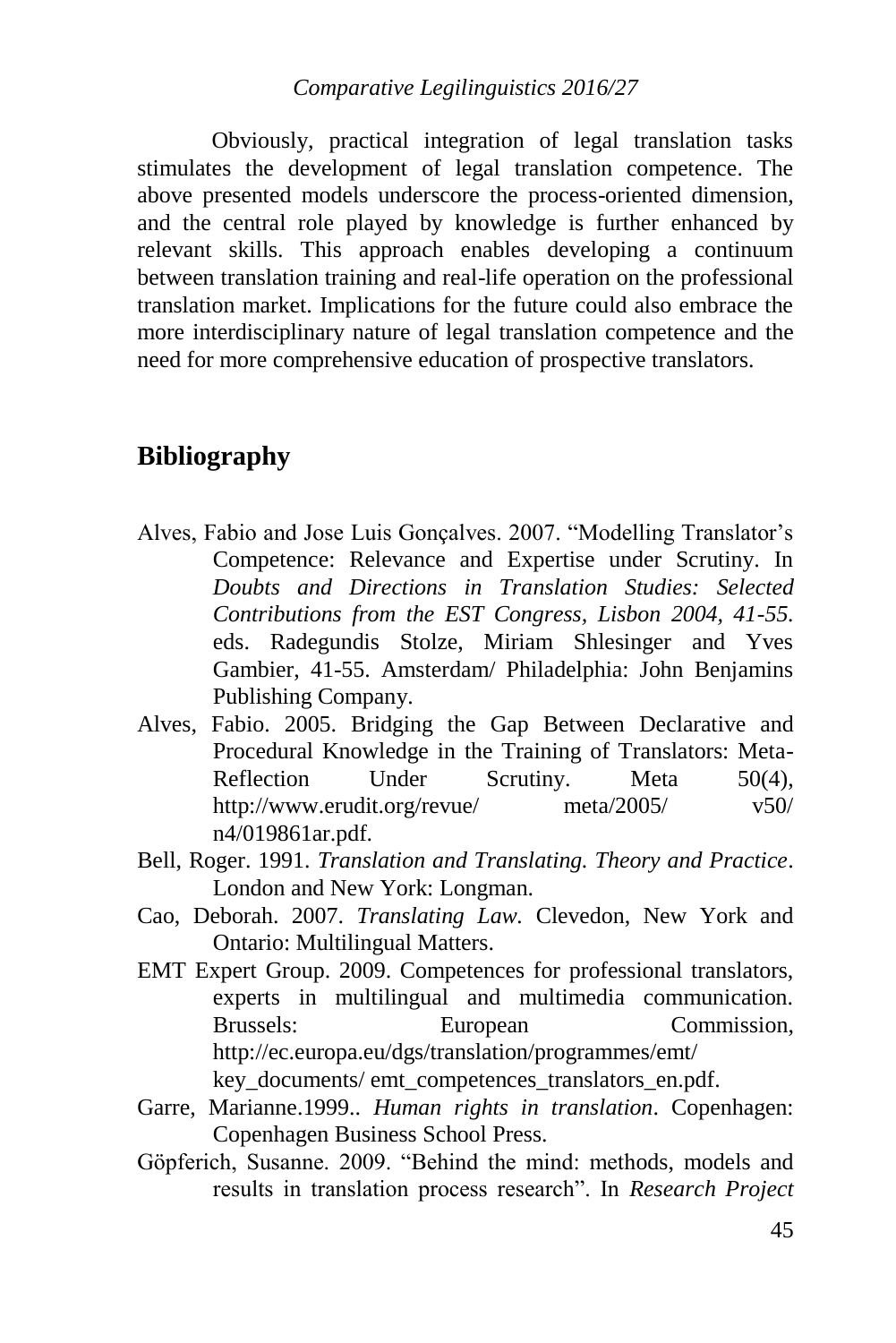Obviously, practical integration of legal translation tasks stimulates the development of legal translation competence. The above presented models underscore the process-oriented dimension, and the central role played by knowledge is further enhanced by relevant skills. This approach enables developing a continuum between translation training and real-life operation on the professional translation market. Implications for the future could also embrace the more interdisciplinary nature of legal translation competence and the need for more comprehensive education of prospective translators.

## Bibliography

Alves, Fabio and Jose Luis Gonçalves. 2007. "Modelling Translator's Competence: Relevance and Expertise under Scrutiny. In *Doubts and Directions in Translation Studies: Selected Contributions from the EST Congress, Lisbon 2004, 41-55.* eds. Radegundis Stolze, Miriam Shlesinger and Yves Gambier, 41-55. Amsterdam/ Philadelphia: John Benjamins Publishing Company.

Alves, Fabio. 2005. Bridging the Gap Between Declarative and Procedural Knowledge in the Training of Translators: Meta-Reflection Under Scrutiny. Meta 50(4), http://www.erudit.org/revue/ meta/2005/ v50/ n4/019861ar.pdf.

Bell, Roger. 1991. *Translation and Translating. Theory and Practice*. London and New York: Longman.

Cao, Deborah. 2007. *Translating Law.* Clevedon, New York and Ontario: Multilingual Matters.

EMT Expert Group. 2009. Competences for professional translators, experts in multilingual and multimedia communication. Brussels: European Commission, http://ec.europa.eu/dgs/translation/programmes/emt/ key_documents/ emt_competences_translators_en.pdf.

Garre, Marianne.1999.. *Human rights in translation*. Copenhagen: Copenhagen Business School Press.

Göpferich, Susanne. 2009. "Behind the mind: methods, models and results in translation process research". In *Research Project*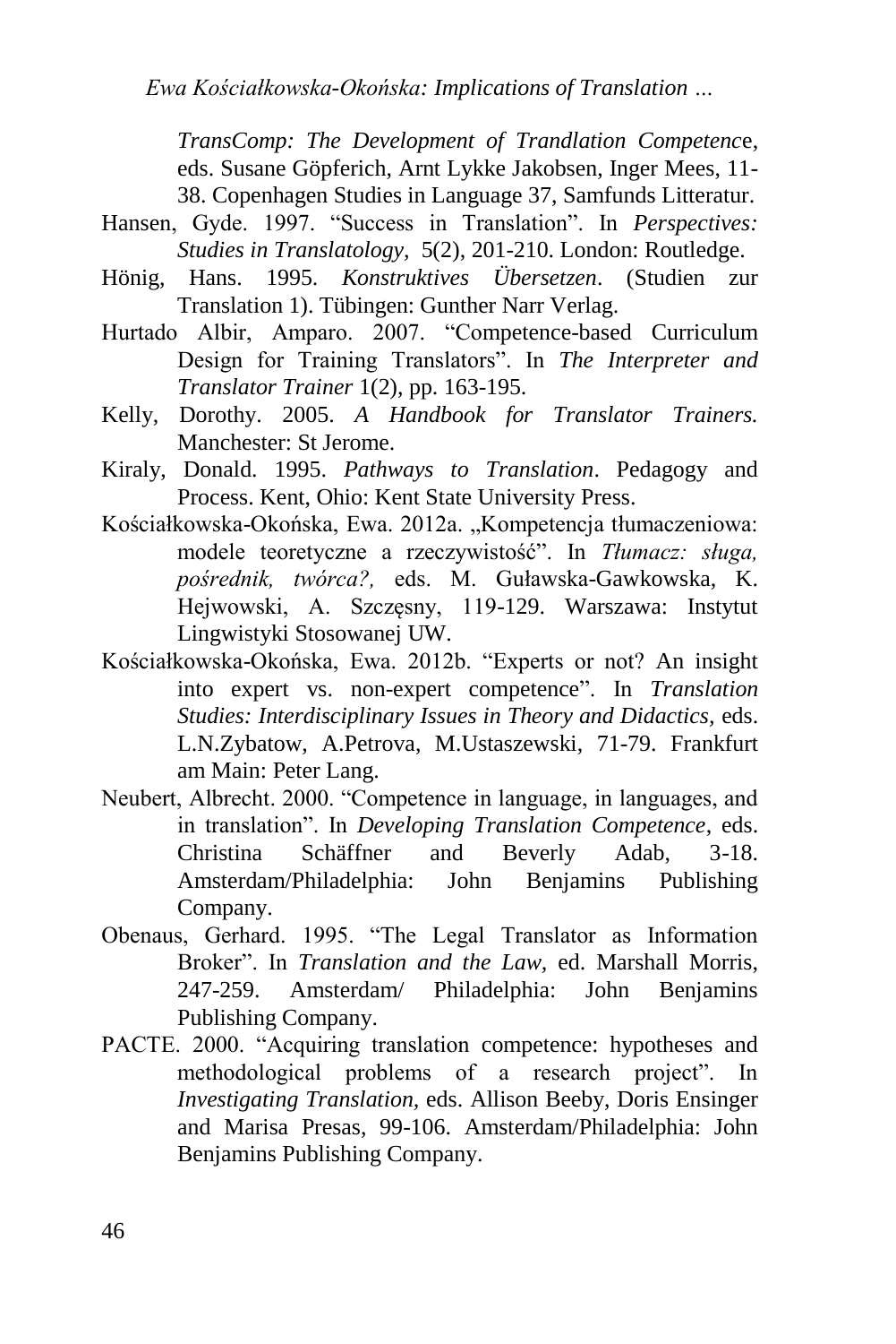*TransComp: The Development of Trandlation Competenc*e, eds. Susane Göpferich, Arnt Lykke Jakobsen, Inger Mees, 11-38. Copenhagen Studies in Language 37, Samfunds Litteratur.

Hansen, Gyde. 1997. "Success in Translation". In *Perspectives: Studies in Translatology,* 5(2), 201-210. London: Routledge.

Hönig, Hans. 1995. *Konstruktives Übersetzen*. (Studien zur Translation 1). Tübingen: Gunther Narr Verlag.

Hurtado Albir, Amparo. 2007. "Competence-based Curriculum Design for Training Translators". In *The Interpreter and Translator Trainer* 1(2), pp. 163-195.

Kelly, Dorothy. 2005. *A Handbook for Translator Trainers.* Manchester: St Jerome.

Kiraly, Donald. 1995. *Pathways to Translation*. Pedagogy and Process. Kent, Ohio: Kent State University Press.

Kościałkowska-Okońska, Ewa. 2012a. „Kompetencja tłumaczeniowa: modele teoretyczne a rzeczywistość". In *Tłumacz: sługa, pośrednik, twórca?,* eds. M. Guławska-Gawkowska, K. Hejwowski, A. Szczęsny, 119-129. Warszawa: Instytut Lingwistyki Stosowanej UW.

Kościałkowska-Okońska, Ewa. 2012b. "Experts or not? An insight into expert vs. non-expert competence". In *Translation Studies: Interdisciplinary Issues in Theory and Didactics,* eds. L.N.Zybatow, A.Petrova, M.Ustaszewski, 71-79. Frankfurt am Main: Peter Lang.

Neubert, Albrecht. 2000. "Competence in language, in languages, and in translation". In *Developing Translation Competence*, eds. Christina Schäffner and Beverly Adab, 3-18. Amsterdam/Philadelphia: John Benjamins Publishing Company.

Obenaus, Gerhard. 1995. "The Legal Translator as Information Broker". In *Translation and the Law,* ed. Marshall Morris, 247-259. Amsterdam/ Philadelphia: John Benjamins Publishing Company.

PACTE. 2000. "Acquiring translation competence: hypotheses and methodological problems of a research project". In *Investigating Translation,* eds. Allison Beeby, Doris Ensinger and Marisa Presas, 99-106. Amsterdam/Philadelphia: John Benjamins Publishing Company.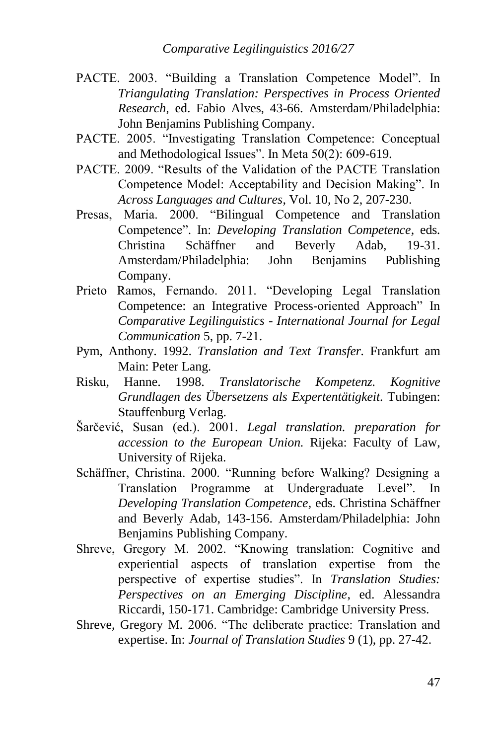PACTE. 2003. "Building a Translation Competence Model". In *Triangulating Translation: Perspectives in Process Oriented Research,* ed. Fabio Alves, 43-66. Amsterdam/Philadelphia: John Benjamins Publishing Company.

PACTE. 2005. "Investigating Translation Competence: Conceptual and Methodological Issues". In Meta 50(2): 609-619.

PACTE. 2009. "Results of the Validation of the PACTE Translation Competence Model: Acceptability and Decision Making". In *Across Languages and Cultures*, Vol. 10, No 2, 207-230.

Presas, Maria. 2000. "Bilingual Competence and Translation Competence". In: *Developing Translation Competence,* eds. Christina Schäffner and Beverly Adab, 19-31. Amsterdam/Philadelphia: John Benjamins Publishing Company.

Prieto Ramos, Fernando. 2011. "Developing Legal Translation Competence: an Integrative Process-oriented Approach" In *Comparative Legilinguistics - International Journal for Legal Communication* 5, pp. 7-21.

Pym, Anthony. 1992. *Translation and Text Transfer.* Frankfurt am Main: Peter Lang.

Risku, Hanne. 1998. *Translatorische Kompetenz. Kognitive Grundlagen des Übersetzens als Expertentätigkeit.* Tubingen: Stauffenburg Verlag.

Šarčević, Susan (ed.). 2001. *Legal translation. preparation for accession to the European Union.* Rijeka: Faculty of Law, University of Rijeka.

Schäffner, Christina. 2000. "Running before Walking? Designing a Translation Programme at Undergraduate Level". In *Developing Translation Competence*, eds. Christina Schäffner and Beverly Adab, 143-156. Amsterdam/Philadelphia: John Benjamins Publishing Company.

Shreve, Gregory M. 2002. "Knowing translation: Cognitive and experiential aspects of translation expertise from the perspective of expertise studies". In *Translation Studies: Perspectives on an Emerging Discipline*, ed. Alessandra Riccardi, 150-171. Cambridge: Cambridge University Press.

Shreve, Gregory M. 2006. "The deliberate practice: Translation and expertise. In: *Journal of Translation Studies* 9 (1), pp. 27-42.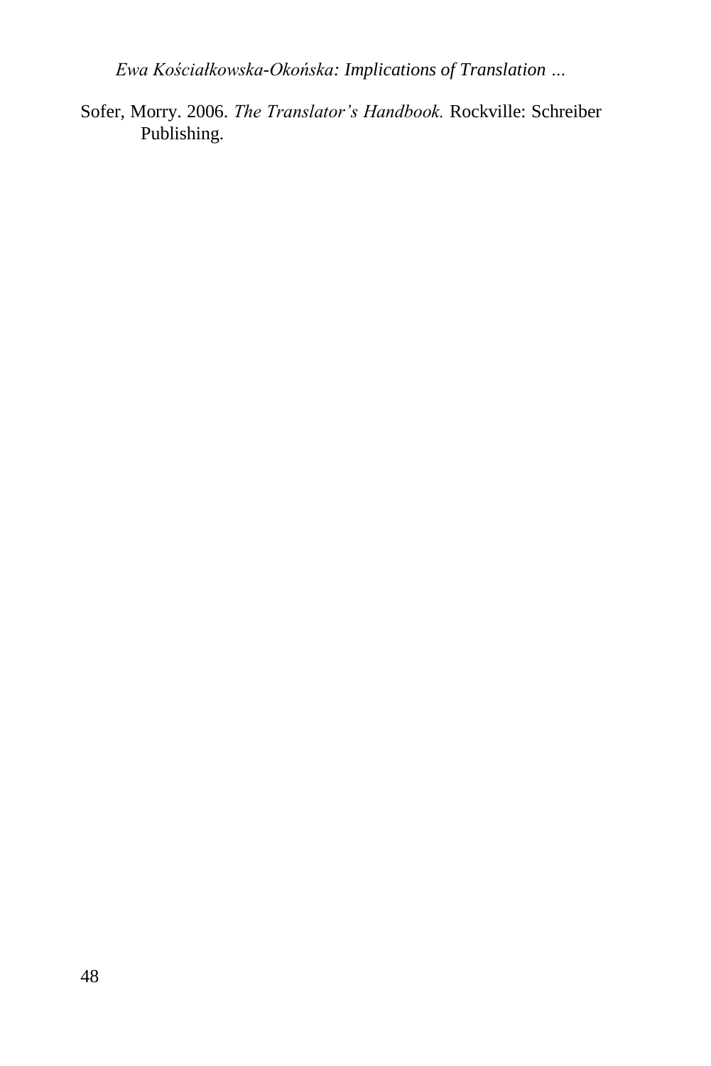Sofer, Morry. 2006. *The Translator's Handbook.* Rockville: Schreiber Publishing.